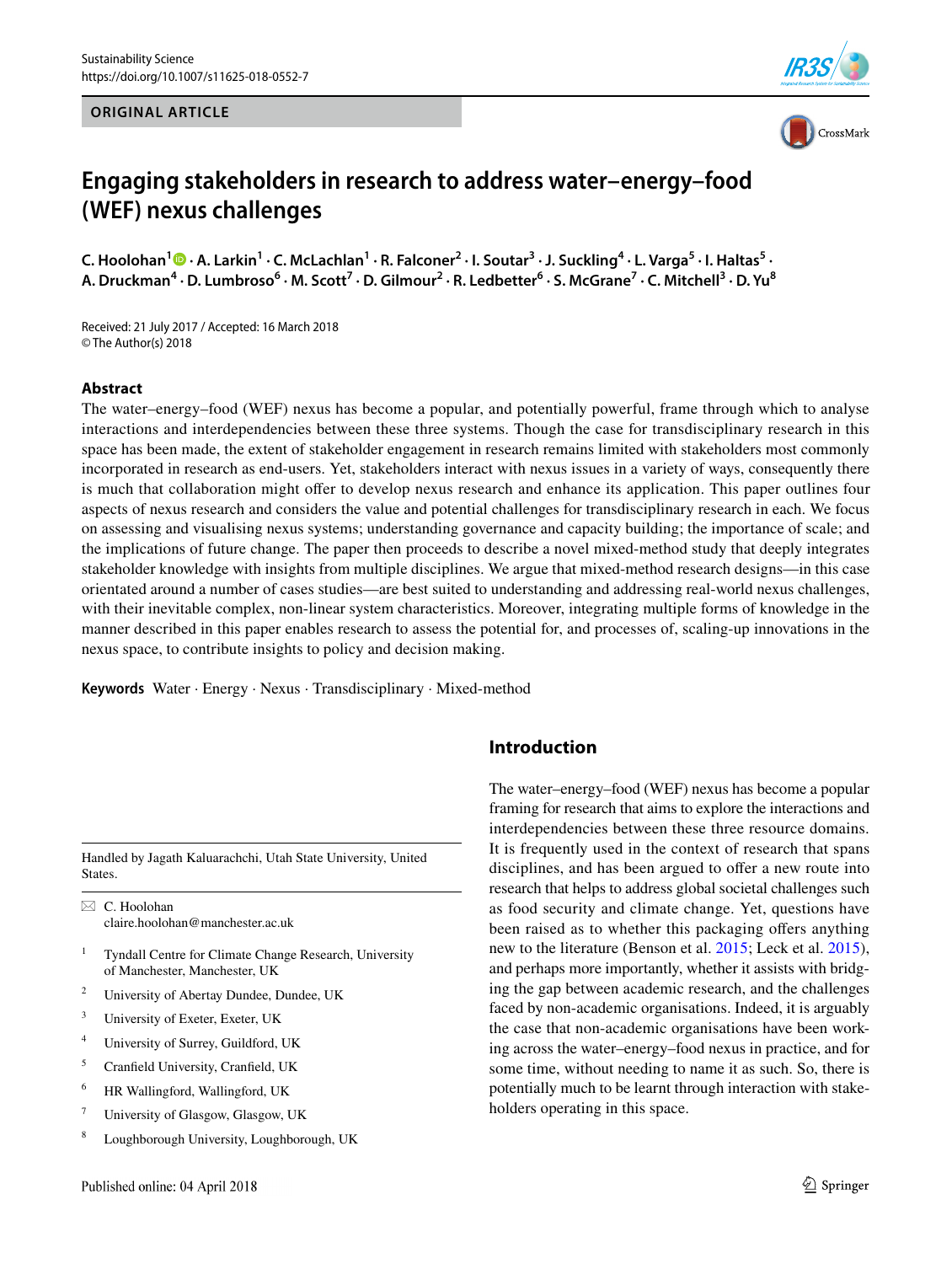ORIGINAL ARTICLE

# Engaging stakeholders in research to address water–energy–food (WEF) nexus challenges

C. Hoolohan[1] · A. Larkin[1] · C. McLachlan[1] · R. Falconer[2] · I. Soutar[3] · J. Suckling[4] · L. Varga[5] · I. Haltas[5] · A. Druckman[4] · D. Lumbroso[6] · M. Scott[7] · D. Gilmour[2] · R. Ledbetter[6] · S. McGrane[7] · C. Mitchell[3] · D. Yu[8]

Received: 21 July 2017 / Accepted: 16 March 2018
© The Author(s) 2018

## Abstract

The water–energy–food (WEF) nexus has become a popular, and potentially powerful, frame through which to analyse interactions and interdependencies between these three systems. Though the case for transdisciplinary research in this space has been made, the extent of stakeholder engagement in research remains limited with stakeholders most commonly incorporated in research as end-users. Yet, stakeholders interact with nexus issues in a variety of ways, consequently there is much that collaboration might offer to develop nexus research and enhance its application. This paper outlines four aspects of nexus research and considers the value and potential challenges for transdisciplinary research in each. We focus on assessing and visualising nexus systems; understanding governance and capacity building; the importance of scale; and the implications of future change. The paper then proceeds to describe a novel mixed-method study that deeply integrates stakeholder knowledge with insights from multiple disciplines. We argue that mixed-method research designs—in this case orientated around a number of cases studies—are best suited to understanding and addressing real-world nexus challenges, with their inevitable complex, non-linear system characteristics. Moreover, integrating multiple forms of knowledge in the manner described in this paper enables research to assess the potential for, and processes of, scaling-up innovations in the nexus space, to contribute insights to policy and decision making.

**Keywords** Water · Energy · Nexus · Transdisciplinary · Mixed-method

## Introduction

The water–energy–food (WEF) nexus has become a popular framing for research that aims to explore the interactions and interdependencies between these three resource domains. It is frequently used in the context of research that spans disciplines, and has been argued to offer a new route into research that helps to address global societal challenges such as food security and climate change. Yet, questions have been raised as to whether this packaging offers anything new to the literature (Benson et al. 2015; Leck et al. 2015), and perhaps more importantly, whether it assists with bridging the gap between academic research, and the challenges faced by non-academic organisations. Indeed, it is arguably the case that non-academic organisations have been working across the water–energy–food nexus in practice, and for some time, without needing to name it as such. So, there is potentially much to be learnt through interaction with stakeholders operating in this space.

Handled by Jagath Kaluarachchi, Utah State University, United States.

✉ C. Hoolohan
claire.hoolohan@manchester.ac.uk

1 Tyndall Centre for Climate Change Research, University of Manchester, Manchester, UK
2 University of Abertay Dundee, Dundee, UK
3 University of Exeter, Exeter, UK
4 University of Surrey, Guildford, UK
5 Cranfield University, Cranfield, UK
6 HR Wallingford, Wallingford, UK
7 University of Glasgow, Glasgow, UK
8 Loughborough University, Loughborough, UK

Published online: 04 April 2018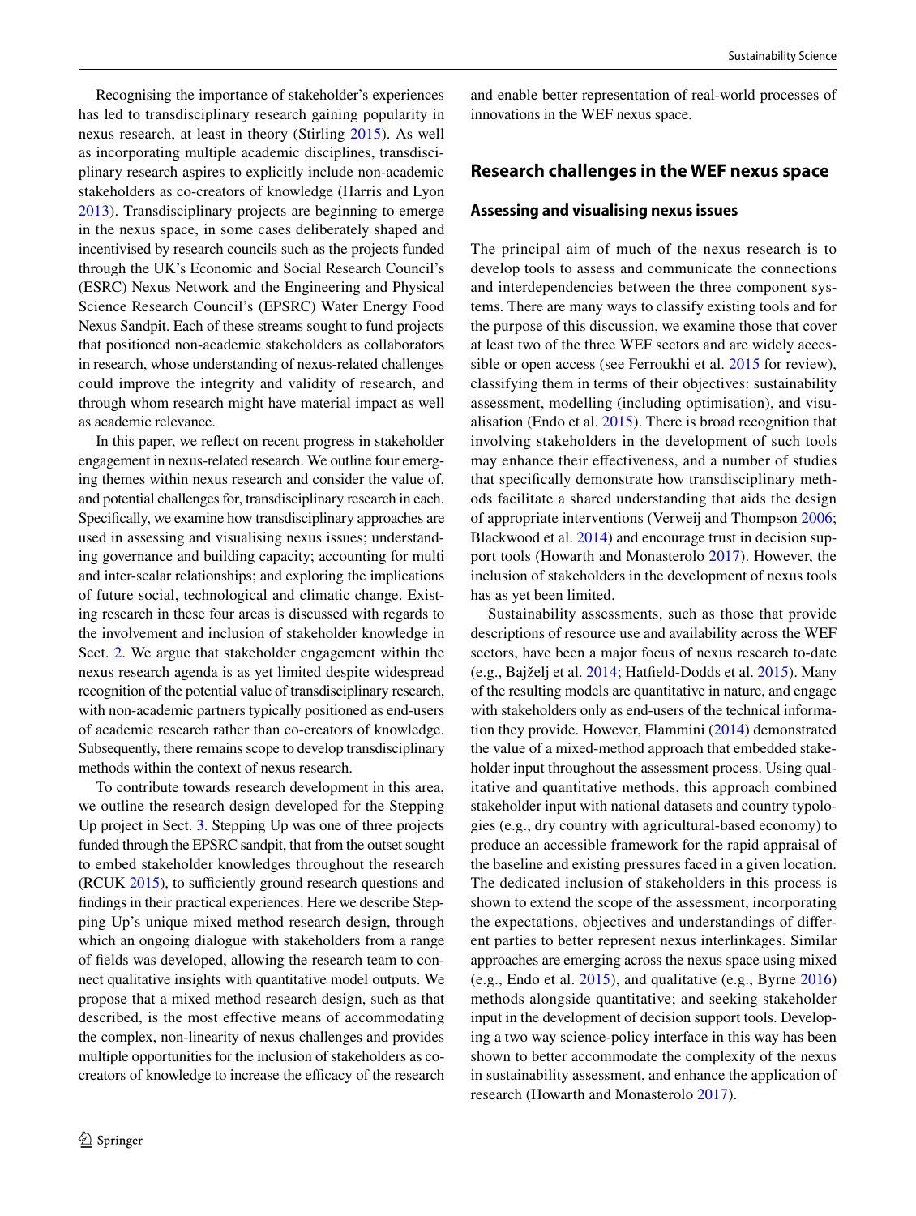Recognising the importance of stakeholder's experiences has led to transdisciplinary research gaining popularity in nexus research, at least in theory (Stirling 2015). As well as incorporating multiple academic disciplines, transdisciplinary research aspires to explicitly include non-academic stakeholders as co-creators of knowledge (Harris and Lyon 2013). Transdisciplinary projects are beginning to emerge in the nexus space, in some cases deliberately shaped and incentivised by research councils such as the projects funded through the UK's Economic and Social Research Council's (ESRC) Nexus Network and the Engineering and Physical Science Research Council's (EPSRC) Water Energy Food Nexus Sandpit. Each of these streams sought to fund projects that positioned non-academic stakeholders as collaborators in research, whose understanding of nexus-related challenges could improve the integrity and validity of research, and through whom research might have material impact as well as academic relevance.

In this paper, we reflect on recent progress in stakeholder engagement in nexus-related research. We outline four emerging themes within nexus research and consider the value of, and potential challenges for, transdisciplinary research in each. Specifically, we examine how transdisciplinary approaches are used in assessing and visualising nexus issues; understanding governance and building capacity; accounting for multi and inter-scalar relationships; and exploring the implications of future social, technological and climatic change. Existing research in these four areas is discussed with regards to the involvement and inclusion of stakeholder knowledge in Sect. 2. We argue that stakeholder engagement within the nexus research agenda is as yet limited despite widespread recognition of the potential value of transdisciplinary research, with non-academic partners typically positioned as end-users of academic research rather than co-creators of knowledge. Subsequently, there remains scope to develop transdisciplinary methods within the context of nexus research.

To contribute towards research development in this area, we outline the research design developed for the Stepping Up project in Sect. 3. Stepping Up was one of three projects funded through the EPSRC sandpit, that from the outset sought to embed stakeholder knowledges throughout the research (RCUK 2015), to sufficiently ground research questions and findings in their practical experiences. Here we describe Stepping Up's unique mixed method research design, through which an ongoing dialogue with stakeholders from a range of fields was developed, allowing the research team to connect qualitative insights with quantitative model outputs. We propose that a mixed method research design, such as that described, is the most effective means of accommodating the complex, non-linearity of nexus challenges and provides multiple opportunities for the inclusion of stakeholders as co-creators of knowledge to increase the efficacy of the research and enable better representation of real-world processes of innovations in the WEF nexus space.

## Research challenges in the WEF nexus space

### Assessing and visualising nexus issues

The principal aim of much of the nexus research is to develop tools to assess and communicate the connections and interdependencies between the three component systems. There are many ways to classify existing tools and for the purpose of this discussion, we examine those that cover at least two of the three WEF sectors and are widely accessible or open access (see Ferroukhi et al. 2015 for review), classifying them in terms of their objectives: sustainability assessment, modelling (including optimisation), and visualisation (Endo et al. 2015). There is broad recognition that involving stakeholders in the development of such tools may enhance their effectiveness, and a number of studies that specifically demonstrate how transdisciplinary methods facilitate a shared understanding that aids the design of appropriate interventions (Verweij and Thompson 2006; Blackwood et al. 2014) and encourage trust in decision support tools (Howarth and Monasterolo 2017). However, the inclusion of stakeholders in the development of nexus tools has as yet been limited.

Sustainability assessments, such as those that provide descriptions of resource use and availability across the WEF sectors, have been a major focus of nexus research to-date (e.g., Bajželj et al. 2014; Hatfield-Dodds et al. 2015). Many of the resulting models are quantitative in nature, and engage with stakeholders only as end-users of the technical information they provide. However, Flammini (2014) demonstrated the value of a mixed-method approach that embedded stakeholder input throughout the assessment process. Using qualitative and quantitative methods, this approach combined stakeholder input with national datasets and country typologies (e.g., dry country with agricultural-based economy) to produce an accessible framework for the rapid appraisal of the baseline and existing pressures faced in a given location. The dedicated inclusion of stakeholders in this process is shown to extend the scope of the assessment, incorporating the expectations, objectives and understandings of different parties to better represent nexus interlinkages. Similar approaches are emerging across the nexus space using mixed (e.g., Endo et al. 2015), and qualitative (e.g., Byrne 2016) methods alongside quantitative; and seeking stakeholder input in the development of decision support tools. Developing a two way science-policy interface in this way has been shown to better accommodate the complexity of the nexus in sustainability assessment, and enhance the application of research (Howarth and Monasterolo 2017).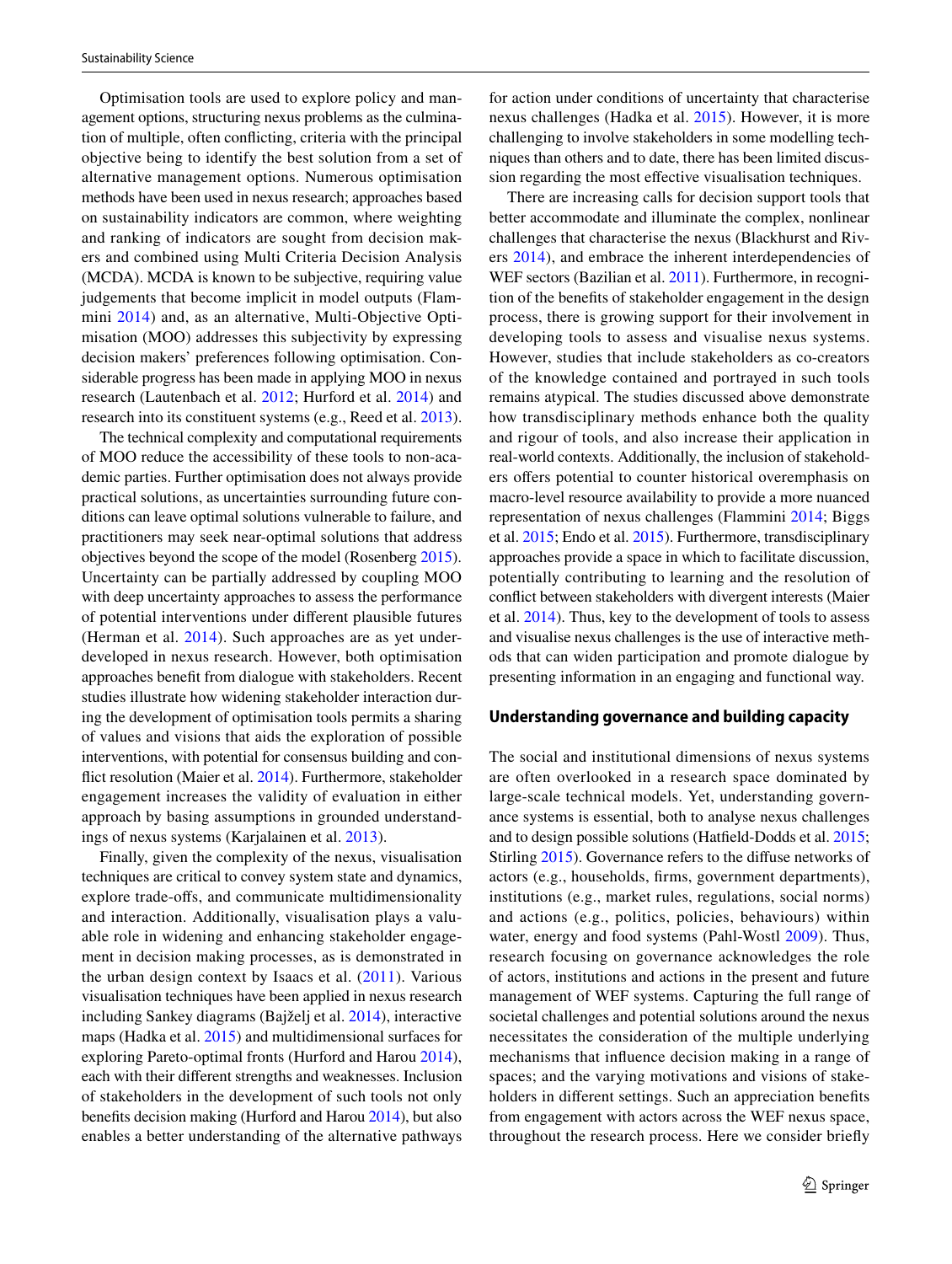Optimisation tools are used to explore policy and management options, structuring nexus problems as the culmination of multiple, often conflicting, criteria with the principal objective being to identify the best solution from a set of alternative management options. Numerous optimisation methods have been used in nexus research; approaches based on sustainability indicators are common, where weighting and ranking of indicators are sought from decision makers and combined using Multi Criteria Decision Analysis (MCDA). MCDA is known to be subjective, requiring value judgements that become implicit in model outputs (Flammini 2014) and, as an alternative, Multi-Objective Optimisation (MOO) addresses this subjectivity by expressing decision makers' preferences following optimisation. Considerable progress has been made in applying MOO in nexus research (Lautenbach et al. 2012; Hurford et al. 2014) and research into its constituent systems (e.g., Reed et al. 2013).

The technical complexity and computational requirements of MOO reduce the accessibility of these tools to non-academic parties. Further optimisation does not always provide practical solutions, as uncertainties surrounding future conditions can leave optimal solutions vulnerable to failure, and practitioners may seek near-optimal solutions that address objectives beyond the scope of the model (Rosenberg 2015). Uncertainty can be partially addressed by coupling MOO with deep uncertainty approaches to assess the performance of potential interventions under different plausible futures (Herman et al. 2014). Such approaches are as yet underdeveloped in nexus research. However, both optimisation approaches benefit from dialogue with stakeholders. Recent studies illustrate how widening stakeholder interaction during the development of optimisation tools permits a sharing of values and visions that aids the exploration of possible interventions, with potential for consensus building and conflict resolution (Maier et al. 2014). Furthermore, stakeholder engagement increases the validity of evaluation in either approach by basing assumptions in grounded understandings of nexus systems (Karjalainen et al. 2013).

Finally, given the complexity of the nexus, visualisation techniques are critical to convey system state and dynamics, explore trade-offs, and communicate multidimensionality and interaction. Additionally, visualisation plays a valuable role in widening and enhancing stakeholder engagement in decision making processes, as is demonstrated in the urban design context by Isaacs et al. (2011). Various visualisation techniques have been applied in nexus research including Sankey diagrams (Bajželj et al. 2014), interactive maps (Hadka et al. 2015) and multidimensional surfaces for exploring Pareto-optimal fronts (Hurford and Harou 2014), each with their different strengths and weaknesses. Inclusion of stakeholders in the development of such tools not only benefits decision making (Hurford and Harou 2014), but also enables a better understanding of the alternative pathways for action under conditions of uncertainty that characterise nexus challenges (Hadka et al. 2015). However, it is more challenging to involve stakeholders in some modelling techniques than others and to date, there has been limited discussion regarding the most effective visualisation techniques.

There are increasing calls for decision support tools that better accommodate and illuminate the complex, nonlinear challenges that characterise the nexus (Blackhurst and Rivers 2014), and embrace the inherent interdependencies of WEF sectors (Bazilian et al. 2011). Furthermore, in recognition of the benefits of stakeholder engagement in the design process, there is growing support for their involvement in developing tools to assess and visualise nexus systems. However, studies that include stakeholders as co-creators of the knowledge contained and portrayed in such tools remains atypical. The studies discussed above demonstrate how transdisciplinary methods enhance both the quality and rigour of tools, and also increase their application in real-world contexts. Additionally, the inclusion of stakeholders offers potential to counter historical overemphasis on macro-level resource availability to provide a more nuanced representation of nexus challenges (Flammini 2014; Biggs et al. 2015; Endo et al. 2015). Furthermore, transdisciplinary approaches provide a space in which to facilitate discussion, potentially contributing to learning and the resolution of conflict between stakeholders with divergent interests (Maier et al. 2014). Thus, key to the development of tools to assess and visualise nexus challenges is the use of interactive methods that can widen participation and promote dialogue by presenting information in an engaging and functional way.

### Understanding governance and building capacity

The social and institutional dimensions of nexus systems are often overlooked in a research space dominated by large-scale technical models. Yet, understanding governance systems is essential, both to analyse nexus challenges and to design possible solutions (Hatfield-Dodds et al. 2015; Stirling 2015). Governance refers to the diffuse networks of actors (e.g., households, firms, government departments), institutions (e.g., market rules, regulations, social norms) and actions (e.g., politics, policies, behaviours) within water, energy and food systems (Pahl-Wostl 2009). Thus, research focusing on governance acknowledges the role of actors, institutions and actions in the present and future management of WEF systems. Capturing the full range of societal challenges and potential solutions around the nexus necessitates the consideration of the multiple underlying mechanisms that influence decision making in a range of spaces; and the varying motivations and visions of stakeholders in different settings. Such an appreciation benefits from engagement with actors across the WEF nexus space, throughout the research process. Here we consider briefly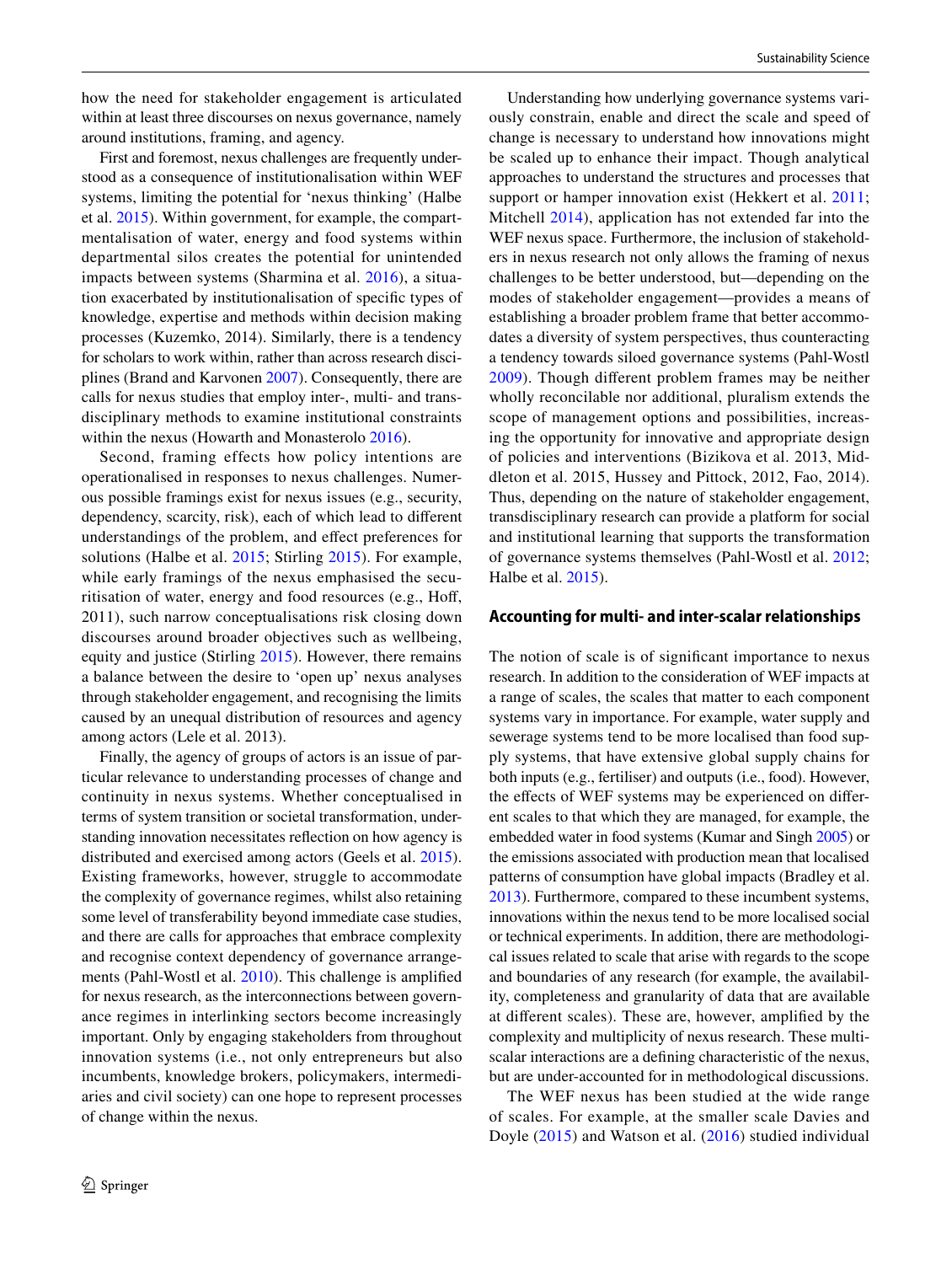how the need for stakeholder engagement is articulated within at least three discourses on nexus governance, namely around institutions, framing, and agency.

First and foremost, nexus challenges are frequently understood as a consequence of institutionalisation within WEF systems, limiting the potential for 'nexus thinking' (Halbe et al. 2015). Within government, for example, the compartmentalisation of water, energy and food systems within departmental silos creates the potential for unintended impacts between systems (Sharmina et al. 2016), a situation exacerbated by institutionalisation of specific types of knowledge, expertise and methods within decision making processes (Kuzemko, 2014). Similarly, there is a tendency for scholars to work within, rather than across research disciplines (Brand and Karvonen 2007). Consequently, there are calls for nexus studies that employ inter-, multi- and transdisciplinary methods to examine institutional constraints within the nexus (Howarth and Monasterolo 2016).

Second, framing effects how policy intentions are operationalised in responses to nexus challenges. Numerous possible framings exist for nexus issues (e.g., security, dependency, scarcity, risk), each of which lead to different understandings of the problem, and effect preferences for solutions (Halbe et al. 2015; Stirling 2015). For example, while early framings of the nexus emphasised the securitisation of water, energy and food resources (e.g., Hoff, 2011), such narrow conceptualisations risk closing down discourses around broader objectives such as wellbeing, equity and justice (Stirling 2015). However, there remains a balance between the desire to 'open up' nexus analyses through stakeholder engagement, and recognising the limits caused by an unequal distribution of resources and agency among actors (Lele et al. 2013).

Finally, the agency of groups of actors is an issue of particular relevance to understanding processes of change and continuity in nexus systems. Whether conceptualised in terms of system transition or societal transformation, understanding innovation necessitates reflection on how agency is distributed and exercised among actors (Geels et al. 2015). Existing frameworks, however, struggle to accommodate the complexity of governance regimes, whilst also retaining some level of transferability beyond immediate case studies, and there are calls for approaches that embrace complexity and recognise context dependency of governance arrangements (Pahl-Wostl et al. 2010). This challenge is amplified for nexus research, as the interconnections between governance regimes in interlinking sectors become increasingly important. Only by engaging stakeholders from throughout innovation systems (i.e., not only entrepreneurs but also incumbents, knowledge brokers, policymakers, intermediaries and civil society) can one hope to represent processes of change within the nexus.

Understanding how underlying governance systems variously constrain, enable and direct the scale and speed of change is necessary to understand how innovations might be scaled up to enhance their impact. Though analytical approaches to understand the structures and processes that support or hamper innovation exist (Hekkert et al. 2011; Mitchell 2014), application has not extended far into the WEF nexus space. Furthermore, the inclusion of stakeholders in nexus research not only allows the framing of nexus challenges to be better understood, but—depending on the modes of stakeholder engagement—provides a means of establishing a broader problem frame that better accommodates a diversity of system perspectives, thus counteracting a tendency towards siloed governance systems (Pahl-Wostl 2009). Though different problem frames may be neither wholly reconcilable nor additional, pluralism extends the scope of management options and possibilities, increasing the opportunity for innovative and appropriate design of policies and interventions (Bizikova et al. 2013, Middleton et al. 2015, Hussey and Pittock, 2012, Fao, 2014). Thus, depending on the nature of stakeholder engagement, transdisciplinary research can provide a platform for social and institutional learning that supports the transformation of governance systems themselves (Pahl-Wostl et al. 2012; Halbe et al. 2015).

### Accounting for multi- and inter-scalar relationships

The notion of scale is of significant importance to nexus research. In addition to the consideration of WEF impacts at a range of scales, the scales that matter to each component systems vary in importance. For example, water supply and sewerage systems tend to be more localised than food supply systems, that have extensive global supply chains for both inputs (e.g., fertiliser) and outputs (i.e., food). However, the effects of WEF systems may be experienced on different scales to that which they are managed, for example, the embedded water in food systems (Kumar and Singh 2005) or the emissions associated with production mean that localised patterns of consumption have global impacts (Bradley et al. 2013). Furthermore, compared to these incumbent systems, innovations within the nexus tend to be more localised social or technical experiments. In addition, there are methodological issues related to scale that arise with regards to the scope and boundaries of any research (for example, the availability, completeness and granularity of data that are available at different scales). These are, however, amplified by the complexity and multiplicity of nexus research. These multi-scalar interactions are a defining characteristic of the nexus, but are under-accounted for in methodological discussions.

The WEF nexus has been studied at the wide range of scales. For example, at the smaller scale Davies and Doyle (2015) and Watson et al. (2016) studied individual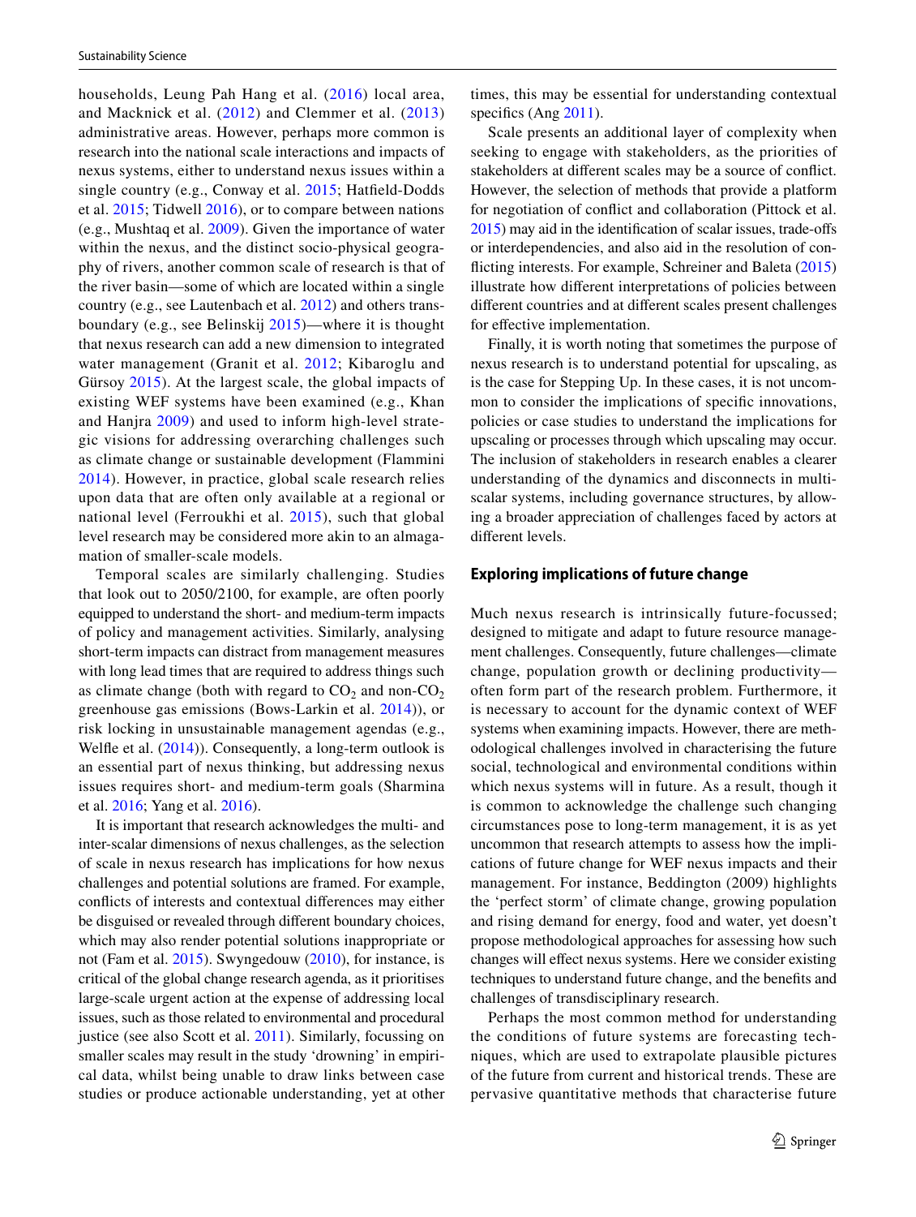households, Leung Pah Hang et al. (2016) local area, and Macknick et al. (2012) and Clemmer et al. (2013) administrative areas. However, perhaps more common is research into the national scale interactions and impacts of nexus systems, either to understand nexus issues within a single country (e.g., Conway et al. 2015; Hatfield-Dodds et al. 2015; Tidwell 2016), or to compare between nations (e.g., Mushtaq et al. 2009). Given the importance of water within the nexus, and the distinct socio-physical geography of rivers, another common scale of research is that of the river basin—some of which are located within a single country (e.g., see Lautenbach et al. 2012) and others transboundary (e.g., see Belinskij 2015)—where it is thought that nexus research can add a new dimension to integrated water management (Granit et al. 2012; Kibaroglu and Gürsoy 2015). At the largest scale, the global impacts of existing WEF systems have been examined (e.g., Khan and Hanjra 2009) and used to inform high-level strategic visions for addressing overarching challenges such as climate change or sustainable development (Flammini 2014). However, in practice, global scale research relies upon data that are often only available at a regional or national level (Ferroukhi et al. 2015), such that global level research may be considered more akin to an amalgamation of smaller-scale models.

Temporal scales are similarly challenging. Studies that look out to 2050/2100, for example, are often poorly equipped to understand the short- and medium-term impacts of policy and management activities. Similarly, analysing short-term impacts can distract from management measures with long lead times that are required to address things such as climate change (both with regard to $CO_2$ and non-$CO_2$ greenhouse gas emissions (Bows-Larkin et al. 2014)), or risk locking in unsustainable management agendas (e.g., Welfle et al. (2014)). Consequently, a long-term outlook is an essential part of nexus thinking, but addressing nexus issues requires short- and medium-term goals (Sharmina et al. 2016; Yang et al. 2016).

It is important that research acknowledges the multi- and inter-scalar dimensions of nexus challenges, as the selection of scale in nexus research has implications for how nexus challenges and potential solutions are framed. For example, conflicts of interests and contextual differences may either be disguised or revealed through different boundary choices, which may also render potential solutions inappropriate or not (Fam et al. 2015). Swyngedouw (2010), for instance, is critical of the global change research agenda, as it prioritises large-scale urgent action at the expense of addressing local issues, such as those related to environmental and procedural justice (see also Scott et al. 2011). Similarly, focussing on smaller scales may result in the study 'drowning' in empirical data, whilst being unable to draw links between case studies or produce actionable understanding, yet at other times, this may be essential for understanding contextual specifics (Ang 2011).

Scale presents an additional layer of complexity when seeking to engage with stakeholders, as the priorities of stakeholders at different scales may be a source of conflict. However, the selection of methods that provide a platform for negotiation of conflict and collaboration (Pittock et al. 2015) may aid in the identification of scalar issues, trade-offs or interdependencies, and also aid in the resolution of conflicting interests. For example, Schreiner and Baleta (2015) illustrate how different interpretations of policies between different countries and at different scales present challenges for effective implementation.

Finally, it is worth noting that sometimes the purpose of nexus research is to understand potential for upscaling, as is the case for Stepping Up. In these cases, it is not uncommon to consider the implications of specific innovations, policies or case studies to understand the implications for upscaling or processes through which upscaling may occur. The inclusion of stakeholders in research enables a clearer understanding of the dynamics and disconnects in multi-scalar systems, including governance structures, by allowing a broader appreciation of challenges faced by actors at different levels.

## Exploring implications of future change

Much nexus research is intrinsically future-focussed; designed to mitigate and adapt to future resource management challenges. Consequently, future challenges—climate change, population growth or declining productivity—often form part of the research problem. Furthermore, it is necessary to account for the dynamic context of WEF systems when examining impacts. However, there are methodological challenges involved in characterising the future social, technological and environmental conditions within which nexus systems will in future. As a result, though it is common to acknowledge the challenge such changing circumstances pose to long-term management, it is as yet uncommon that research attempts to assess how the implications of future change for WEF nexus impacts and their management. For instance, Beddington (2009) highlights the 'perfect storm' of climate change, growing population and rising demand for energy, food and water, yet doesn't propose methodological approaches for assessing how such changes will effect nexus systems. Here we consider existing techniques to understand future change, and the benefits and challenges of transdisciplinary research.

Perhaps the most common method for understanding the conditions of future systems are forecasting techniques, which are used to extrapolate plausible pictures of the future from current and historical trends. These are pervasive quantitative methods that characterise future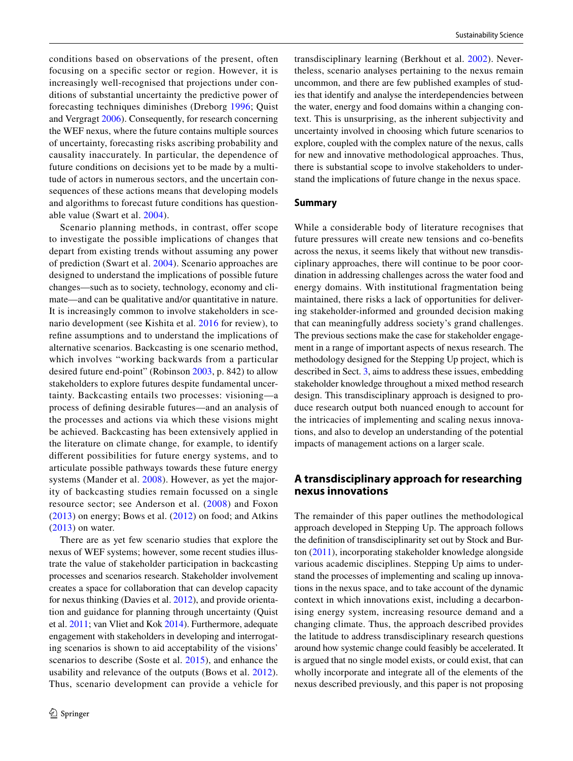conditions based on observations of the present, often focusing on a specific sector or region. However, it is increasingly well-recognised that projections under conditions of substantial uncertainty the predictive power of forecasting techniques diminishes (Dreborg 1996; Quist and Vergragt 2006). Consequently, for research concerning the WEF nexus, where the future contains multiple sources of uncertainty, forecasting risks ascribing probability and causality inaccurately. In particular, the dependence of future conditions on decisions yet to be made by a multitude of actors in numerous sectors, and the uncertain consequences of these actions means that developing models and algorithms to forecast future conditions has questionable value (Swart et al. 2004).

Scenario planning methods, in contrast, offer scope to investigate the possible implications of changes that depart from existing trends without assuming any power of prediction (Swart et al. 2004). Scenario approaches are designed to understand the implications of possible future changes—such as to society, technology, economy and climate—and can be qualitative and/or quantitative in nature. It is increasingly common to involve stakeholders in scenario development (see Kishita et al. 2016 for review), to refine assumptions and to understand the implications of alternative scenarios. Backcasting is one scenario method, which involves "working backwards from a particular desired future end-point" (Robinson 2003, p. 842) to allow stakeholders to explore futures despite fundamental uncertainty. Backcasting entails two processes: visioning—a process of defining desirable futures—and an analysis of the processes and actions via which these visions might be achieved. Backcasting has been extensively applied in the literature on climate change, for example, to identify different possibilities for future energy systems, and to articulate possible pathways towards these future energy systems (Mander et al. 2008). However, as yet the majority of backcasting studies remain focussed on a single resource sector; see Anderson et al. (2008) and Foxon (2013) on energy; Bows et al. (2012) on food; and Atkins (2013) on water.

There are as yet few scenario studies that explore the nexus of WEF systems; however, some recent studies illustrate the value of stakeholder participation in backcasting processes and scenarios research. Stakeholder involvement creates a space for collaboration that can develop capacity for nexus thinking (Davies et al. 2012), and provide orientation and guidance for planning through uncertainty (Quist et al. 2011; van Vliet and Kok 2014). Furthermore, adequate engagement with stakeholders in developing and interrogating scenarios is shown to aid acceptability of the visions' scenarios to describe (Soste et al. 2015), and enhance the usability and relevance of the outputs (Bows et al. 2012). Thus, scenario development can provide a vehicle for transdisciplinary learning (Berkhout et al. 2002). Nevertheless, scenario analyses pertaining to the nexus remain uncommon, and there are few published examples of studies that identify and analyse the interdependencies between the water, energy and food domains within a changing context. This is unsurprising, as the inherent subjectivity and uncertainty involved in choosing which future scenarios to explore, coupled with the complex nature of the nexus, calls for new and innovative methodological approaches. Thus, there is substantial scope to involve stakeholders to understand the implications of future change in the nexus space.

### Summary

While a considerable body of literature recognises that future pressures will create new tensions and co-benefits across the nexus, it seems likely that without new transdisciplinary approaches, there will continue to be poor coordination in addressing challenges across the water food and energy domains. With institutional fragmentation being maintained, there risks a lack of opportunities for delivering stakeholder-informed and grounded decision making that can meaningfully address society's grand challenges. The previous sections make the case for stakeholder engagement in a range of important aspects of nexus research. The methodology designed for the Stepping Up project, which is described in Sect. 3, aims to address these issues, embedding stakeholder knowledge throughout a mixed method research design. This transdisciplinary approach is designed to produce research output both nuanced enough to account for the intricacies of implementing and scaling nexus innovations, and also to develop an understanding of the potential impacts of management actions on a larger scale.

## A transdisciplinary approach for researching nexus innovations

The remainder of this paper outlines the methodological approach developed in Stepping Up. The approach follows the definition of transdisciplinarity set out by Stock and Burton (2011), incorporating stakeholder knowledge alongside various academic disciplines. Stepping Up aims to understand the processes of implementing and scaling up innovations in the nexus space, and to take account of the dynamic context in which innovations exist, including a decarbonising energy system, increasing resource demand and a changing climate. Thus, the approach described provides the latitude to address transdisciplinary research questions around how systemic change could feasibly be accelerated. It is argued that no single model exists, or could exist, that can wholly incorporate and integrate all of the elements of the nexus described previously, and this paper is not proposing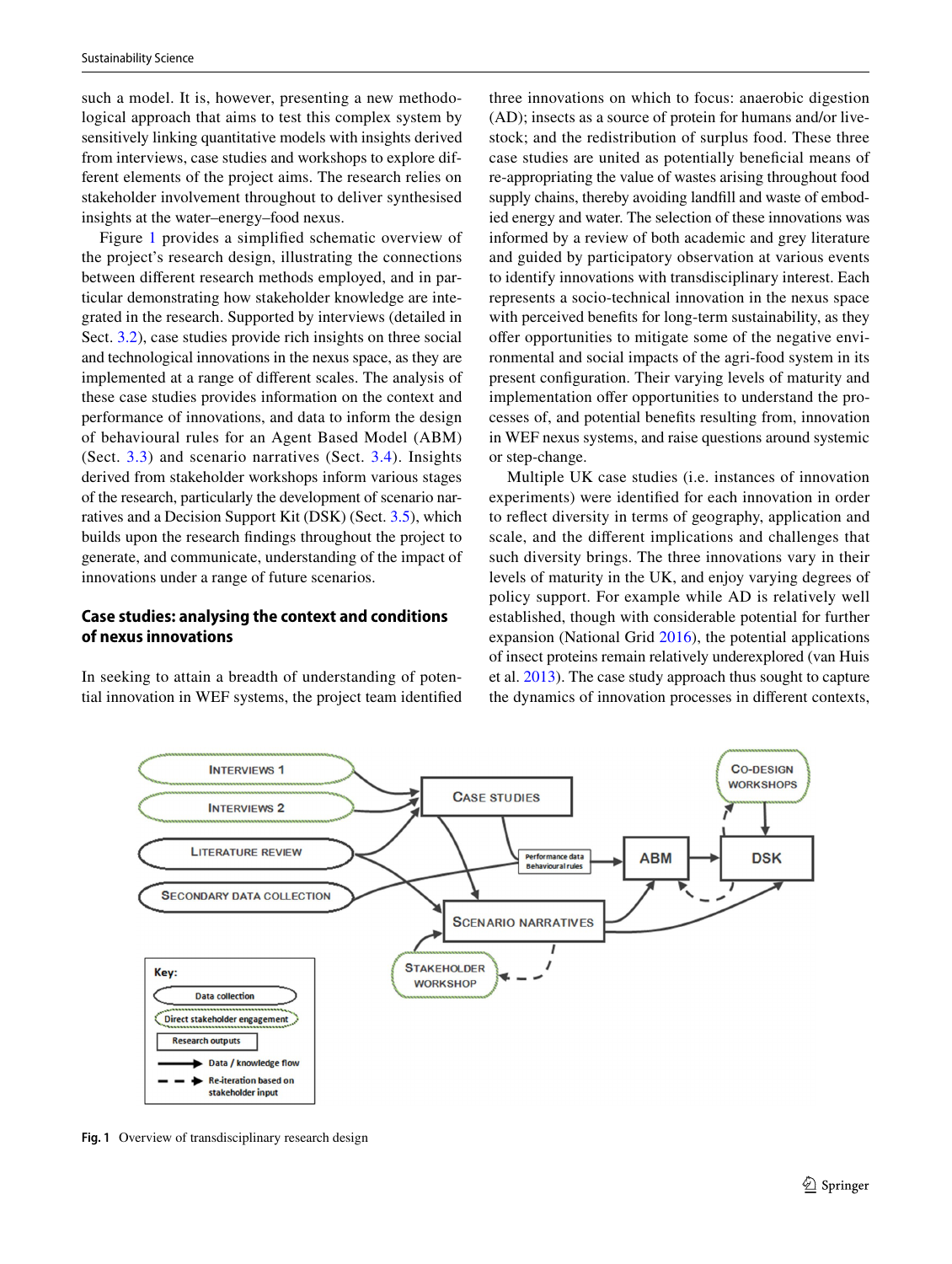such a model. It is, however, presenting a new methodological approach that aims to test this complex system by sensitively linking quantitative models with insights derived from interviews, case studies and workshops to explore different elements of the project aims. The research relies on stakeholder involvement throughout to deliver synthesised insights at the water–energy–food nexus.

Figure 1 provides a simplified schematic overview of the project's research design, illustrating the connections between different research methods employed, and in particular demonstrating how stakeholder knowledge are integrated in the research. Supported by interviews (detailed in Sect. 3.2), case studies provide rich insights on three social and technological innovations in the nexus space, as they are implemented at a range of different scales. The analysis of these case studies provides information on the context and performance of innovations, and data to inform the design of behavioural rules for an Agent Based Model (ABM) (Sect. 3.3) and scenario narratives (Sect. 3.4). Insights derived from stakeholder workshops inform various stages of the research, particularly the development of scenario narratives and a Decision Support Kit (DSK) (Sect. 3.5), which builds upon the research findings throughout the project to generate, and communicate, understanding of the impact of innovations under a range of future scenarios.

## Case studies: analysing the context and conditions of nexus innovations

In seeking to attain a breadth of understanding of potential innovation in WEF systems, the project team identified three innovations on which to focus: anaerobic digestion (AD); insects as a source of protein for humans and/or livestock; and the redistribution of surplus food. These three case studies are united as potentially beneficial means of re-appropriating the value of wastes arising throughout food supply chains, thereby avoiding landfill and waste of embodied energy and water. The selection of these innovations was informed by a review of both academic and grey literature and guided by participatory observation at various events to identify innovations with transdisciplinary interest. Each represents a socio-technical innovation in the nexus space with perceived benefits for long-term sustainability, as they offer opportunities to mitigate some of the negative environmental and social impacts of the agri-food system in its present configuration. Their varying levels of maturity and implementation offer opportunities to understand the processes of, and potential benefits resulting from, innovation in WEF nexus systems, and raise questions around systemic or step-change.

Multiple UK case studies (i.e. instances of innovation experiments) were identified for each innovation in order to reflect diversity in terms of geography, application and scale, and the different implications and challenges that such diversity brings. The three innovations vary in their levels of maturity in the UK, and enjoy varying degrees of policy support. For example while AD is relatively well established, though with considerable potential for further expansion (National Grid 2016), the potential applications of insect proteins remain relatively underexplored (van Huis et al. 2013). The case study approach thus sought to capture the dynamics of innovation processes in different contexts,

INTERVIEWS 1
INTERVIEWS 2
LITERATURE REVIEW
SECONDARY DATA COLLECTION
CASE STUDIES
Performance data
Behavioural rules
ABM
DSK
CO-DESIGN WORKSHOPS
SCENARIO NARRATIVES
STAKEHOLDER WORKSHOP
Key:
Data collection
Direct stakeholder engagement
Research outputs
Data / knowledge flow
Re-iteration based on stakeholder input

**Fig. 1** Overview of transdisciplinary research design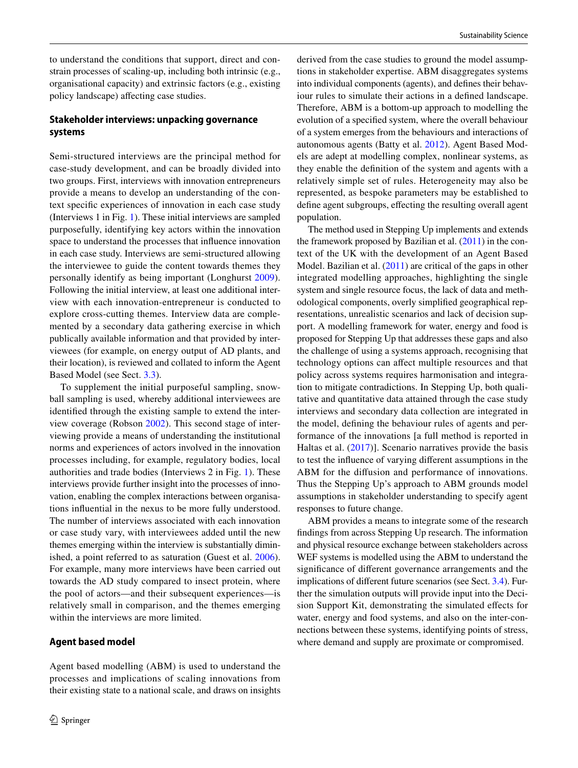to understand the conditions that support, direct and constrain processes of scaling-up, including both intrinsic (e.g., organisational capacity) and extrinsic factors (e.g., existing policy landscape) affecting case studies.

### Stakeholder interviews: unpacking governance systems

Semi-structured interviews are the principal method for case-study development, and can be broadly divided into two groups. First, interviews with innovation entrepreneurs provide a means to develop an understanding of the context specific experiences of innovation in each case study (Interviews 1 in Fig. 1). These initial interviews are sampled purposefully, identifying key actors within the innovation space to understand the processes that influence innovation in each case study. Interviews are semi-structured allowing the interviewee to guide the content towards themes they personally identify as being important (Longhurst 2009). Following the initial interview, at least one additional interview with each innovation-entrepreneur is conducted to explore cross-cutting themes. Interview data are complemented by a secondary data gathering exercise in which publically available information and that provided by interviewees (for example, on energy output of AD plants, and their location), is reviewed and collated to inform the Agent Based Model (see Sect. 3.3).

To supplement the initial purposeful sampling, snowball sampling is used, whereby additional interviewees are identified through the existing sample to extend the interview coverage (Robson 2002). This second stage of interviewing provide a means of understanding the institutional norms and experiences of actors involved in the innovation processes including, for example, regulatory bodies, local authorities and trade bodies (Interviews 2 in Fig. 1). These interviews provide further insight into the processes of innovation, enabling the complex interactions between organisations influential in the nexus to be more fully understood. The number of interviews associated with each innovation or case study vary, with interviewees added until the new themes emerging within the interview is substantially diminished, a point referred to as saturation (Guest et al. 2006). For example, many more interviews have been carried out towards the AD study compared to insect protein, where the pool of actors—and their subsequent experiences—is relatively small in comparison, and the themes emerging within the interviews are more limited.

### Agent based model

Agent based modelling (ABM) is used to understand the processes and implications of scaling innovations from their existing state to a national scale, and draws on insights derived from the case studies to ground the model assumptions in stakeholder expertise. ABM disaggregates systems into individual components (agents), and defines their behaviour rules to simulate their actions in a defined landscape. Therefore, ABM is a bottom-up approach to modelling the evolution of a specified system, where the overall behaviour of a system emerges from the behaviours and interactions of autonomous agents (Batty et al. 2012). Agent Based Models are adept at modelling complex, nonlinear systems, as they enable the definition of the system and agents with a relatively simple set of rules. Heterogeneity may also be represented, as bespoke parameters may be established to define agent subgroups, effecting the resulting overall agent population.

The method used in Stepping Up implements and extends the framework proposed by Bazilian et al. (2011) in the context of the UK with the development of an Agent Based Model. Bazilian et al. (2011) are critical of the gaps in other integrated modelling approaches, highlighting the single system and single resource focus, the lack of data and methodological components, overly simplified geographical representations, unrealistic scenarios and lack of decision support. A modelling framework for water, energy and food is proposed for Stepping Up that addresses these gaps and also the challenge of using a systems approach, recognising that technology options can affect multiple resources and that policy across systems requires harmonisation and integration to mitigate contradictions. In Stepping Up, both qualitative and quantitative data attained through the case study interviews and secondary data collection are integrated in the model, defining the behaviour rules of agents and performance of the innovations [a full method is reported in Haltas et al. (2017)]. Scenario narratives provide the basis to test the influence of varying different assumptions in the ABM for the diffusion and performance of innovations. Thus the Stepping Up's approach to ABM grounds model assumptions in stakeholder understanding to specify agent responses to future change.

ABM provides a means to integrate some of the research findings from across Stepping Up research. The information and physical resource exchange between stakeholders across WEF systems is modelled using the ABM to understand the significance of different governance arrangements and the implications of different future scenarios (see Sect. 3.4). Further the simulation outputs will provide input into the Decision Support Kit, demonstrating the simulated effects for water, energy and food systems, and also on the inter-connections between these systems, identifying points of stress, where demand and supply are proximate or compromised.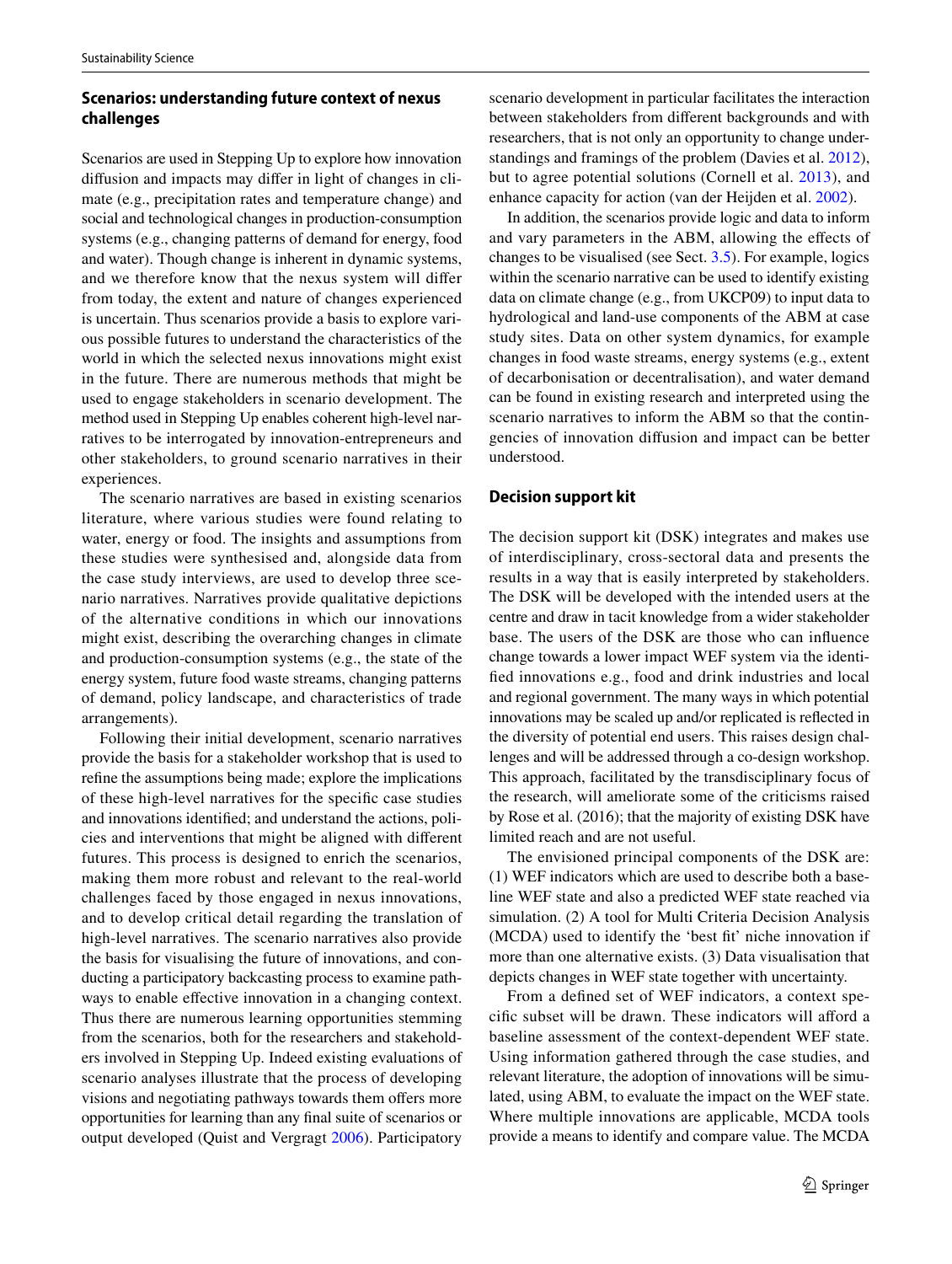### Scenarios: understanding future context of nexus challenges

Scenarios are used in Stepping Up to explore how innovation diffusion and impacts may differ in light of changes in climate (e.g., precipitation rates and temperature change) and social and technological changes in production-consumption systems (e.g., changing patterns of demand for energy, food and water). Though change is inherent in dynamic systems, and we therefore know that the nexus system will differ from today, the extent and nature of changes experienced is uncertain. Thus scenarios provide a basis to explore various possible futures to understand the characteristics of the world in which the selected nexus innovations might exist in the future. There are numerous methods that might be used to engage stakeholders in scenario development. The method used in Stepping Up enables coherent high-level narratives to be interrogated by innovation-entrepreneurs and other stakeholders, to ground scenario narratives in their experiences.

The scenario narratives are based in existing scenarios literature, where various studies were found relating to water, energy or food. The insights and assumptions from these studies were synthesised and, alongside data from the case study interviews, are used to develop three scenario narratives. Narratives provide qualitative depictions of the alternative conditions in which our innovations might exist, describing the overarching changes in climate and production-consumption systems (e.g., the state of the energy system, future food waste streams, changing patterns of demand, policy landscape, and characteristics of trade arrangements).

Following their initial development, scenario narratives provide the basis for a stakeholder workshop that is used to refine the assumptions being made; explore the implications of these high-level narratives for the specific case studies and innovations identified; and understand the actions, policies and interventions that might be aligned with different futures. This process is designed to enrich the scenarios, making them more robust and relevant to the real-world challenges faced by those engaged in nexus innovations, and to develop critical detail regarding the translation of high-level narratives. The scenario narratives also provide the basis for visualising the future of innovations, and conducting a participatory backcasting process to examine pathways to enable effective innovation in a changing context. Thus there are numerous learning opportunities stemming from the scenarios, both for the researchers and stakeholders involved in Stepping Up. Indeed existing evaluations of scenario analyses illustrate that the process of developing visions and negotiating pathways towards them offers more opportunities for learning than any final suite of scenarios or output developed (Quist and Vergragt 2006). Participatory scenario development in particular facilitates the interaction between stakeholders from different backgrounds and with researchers, that is not only an opportunity to change understandings and framings of the problem (Davies et al. 2012), but to agree potential solutions (Cornell et al. 2013), and enhance capacity for action (van der Heijden et al. 2002).

In addition, the scenarios provide logic and data to inform and vary parameters in the ABM, allowing the effects of changes to be visualised (see Sect. 3.5). For example, logics within the scenario narrative can be used to identify existing data on climate change (e.g., from UKCP09) to input data to hydrological and land-use components of the ABM at case study sites. Data on other system dynamics, for example changes in food waste streams, energy systems (e.g., extent of decarbonisation or decentralisation), and water demand can be found in existing research and interpreted using the scenario narratives to inform the ABM so that the contingencies of innovation diffusion and impact can be better understood.

### Decision support kit

The decision support kit (DSK) integrates and makes use of interdisciplinary, cross-sectoral data and presents the results in a way that is easily interpreted by stakeholders. The DSK will be developed with the intended users at the centre and draw in tacit knowledge from a wider stakeholder base. The users of the DSK are those who can influence change towards a lower impact WEF system via the identified innovations e.g., food and drink industries and local and regional government. The many ways in which potential innovations may be scaled up and/or replicated is reflected in the diversity of potential end users. This raises design challenges and will be addressed through a co-design workshop. This approach, facilitated by the transdisciplinary focus of the research, will ameliorate some of the criticisms raised by Rose et al. (2016); that the majority of existing DSK have limited reach and are not useful.

The envisioned principal components of the DSK are: (1) WEF indicators which are used to describe both a baseline WEF state and also a predicted WEF state reached via simulation. (2) A tool for Multi Criteria Decision Analysis (MCDA) used to identify the 'best fit' niche innovation if more than one alternative exists. (3) Data visualisation that depicts changes in WEF state together with uncertainty.

From a defined set of WEF indicators, a context specific subset will be drawn. These indicators will afford a baseline assessment of the context-dependent WEF state. Using information gathered through the case studies, and relevant literature, the adoption of innovations will be simulated, using ABM, to evaluate the impact on the WEF state. Where multiple innovations are applicable, MCDA tools provide a means to identify and compare value. The MCDA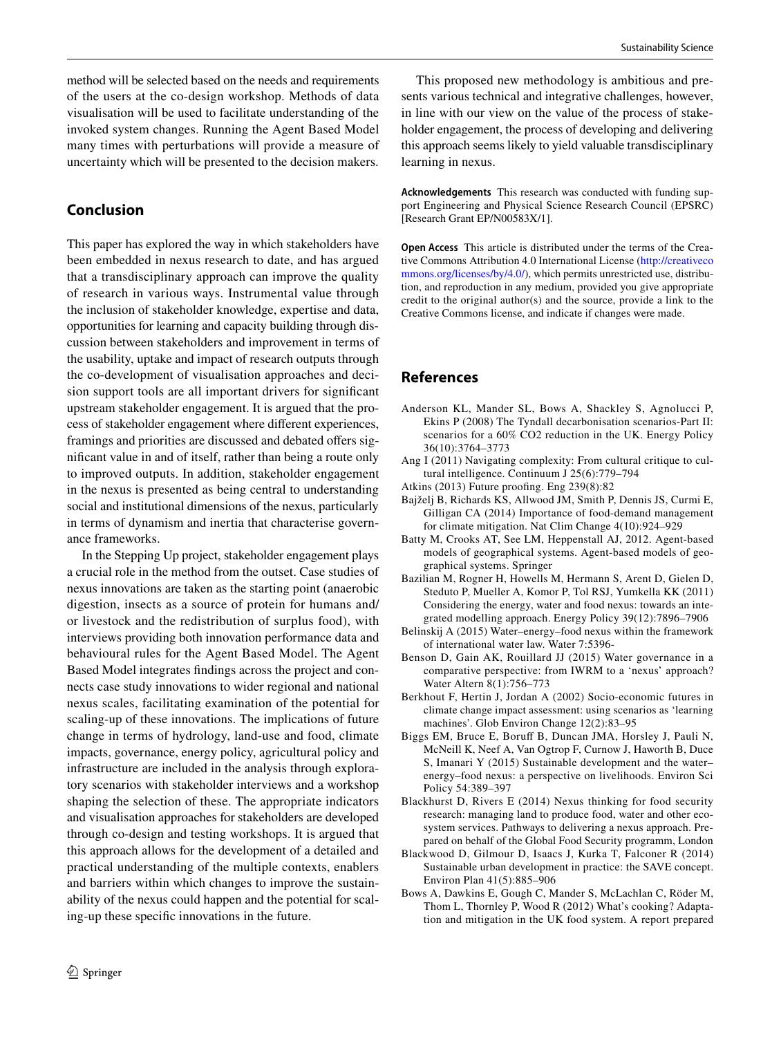method will be selected based on the needs and requirements of the users at the co-design workshop. Methods of data visualisation will be used to facilitate understanding of the invoked system changes. Running the Agent Based Model many times with perturbations will provide a measure of uncertainty which will be presented to the decision makers.

## Conclusion

This paper has explored the way in which stakeholders have been embedded in nexus research to date, and has argued that a transdisciplinary approach can improve the quality of research in various ways. Instrumental value through the inclusion of stakeholder knowledge, expertise and there opportunities for learning and capacity building through discussion between stakeholders and improvement in terms of the usability, uptake and impact of research outputs through the co-development of visualisation approaches and decision support tools are all important drivers for significant upstream stakeholder engagement. It is argued that the process of stakeholder engagement where different experiences, framings and priorities are discussed and debated offers significant value in and of itself, rather than being a route only to improved outputs. In addition, stakeholder engagement in the nexus is presented as being central to understanding social and institutional dimensions of the nexus, particularly in terms of dynamism and inertia that characterise governance frameworks.

In the Stepping Up project, stakeholder engagement plays a crucial role in the method from the outset. Case studies of nexus innovations are taken as the starting point (anaerobic digestion, insects as a source of protein for humans and/or livestock and the redistribution of surplus food), with interviews providing both innovation performance data and behavioural rules for the Agent Based Model. The Agent Based Model integrates findings across the project and connects case study innovations to wider regional and national nexus scales, facilitating examination of the potential for scaling-up of these innovations. The implications of future change in terms of hydrology, land-use and food, climate impacts, governance, energy policy, agricultural policy and infrastructure are included in the analysis through exploratory scenarios with stakeholder interviews and a workshop shaping the selection of these. The appropriate indicators and visualisation approaches for stakeholders are developed through co-design and testing workshops. It is argued that this approach allows for the development of a detailed and practical understanding of the multiple contexts, enablers and barriers within which changes to improve the sustainability of the nexus could happen and the potential for scaling-up these specific innovations in the future.

This proposed new methodology is ambitious and presents various technical and integrative challenges, however, in line with our view on the value of the process of stakeholder engagement, the process of developing and delivering this approach seems likely to yield valuable transdisciplinary learning in nexus.

**Acknowledgements** This research was conducted with funding support Engineering and Physical Science Research Council (EPSRC) [Research Grant EP/N00583X/1].

**Open Access** This article is distributed under the terms of the Creative Commons Attribution 4.0 International License (http://creativecommons.org/licenses/by/4.0/), which permits unrestricted use, distribution, and reproduction in any medium, provided you give appropriate credit to the original author(s) and the source, provide a link to the Creative Commons license, and indicate if changes were made.

## References

Anderson KL, Mander SL, Bows A, Shackley S, Agnolucci P, Ekins P (2008) The Tyndall decarbonisation scenarios-Part II: scenarios for a 60% CO2 reduction in the UK. Energy Policy 36(10):3764–3773

Ang I (2011) Navigating complexity: From cultural critique to cultural intelligence. Continuum J 25(6):779–794

Atkins (2013) Future proofing. Eng 239(8):82

Bajželj B, Richards KS, Allwood JM, Smith P, Dennis JS, Curmi E, Gilligan CA (2014) Importance of food-demand management for climate mitigation. Nat Clim Change 4(10):924–929

Batty M, Crooks AT, See LM, Heppenstall AJ, 2012. Agent-based models of geographical systems. Agent-based models of geographical systems. Springer

Bazilian M, Rogner H, Howells M, Hermann S, Arent D, Gielen D, Steduto P, Mueller A, Komor P, Tol RSJ, Yumkella KK (2011) Considering the energy, water and food nexus: towards an integrated modelling approach. Energy Policy 39(12):7896–7906

Belinskij A (2015) Water–energy–food nexus within the framework of international water law. Water 7:5396-

Benson D, Gain AK, Rouillard JJ (2015) Water governance in a comparative perspective: from IWRM to a 'nexus' approach? Water Altern 8(1):756–773

Berkhout F, Hertin J, Jordan A (2002) Socio-economic futures in climate change impact assessment: using scenarios as 'learning machines'. Glob Environ Change 12(2):83–95

Biggs EM, Bruce E, Boruff B, Duncan JMA, Horsley J, Pauli N, McNeill K, Neef A, Van Ogtrop F, Curnow J, Haworth B, Duce S, Imanari Y (2015) Sustainable development and the water–energy–food nexus: a perspective on livelihoods. Environ Sci Policy 54:389–397

Blackhurst D, Rivers E (2014) Nexus thinking for food security research: managing land to produce food, water and other ecosystem services. Pathways to delivering a nexus approach. Prepared on behalf of the Global Food Security programm, London

Blackwood D, Gilmour D, Isaacs J, Kurka T, Falconer R (2014) Sustainable urban development in practice: the SAVE concept. Environ Plan 41(5):885–906

Bows A, Dawkins E, Gough C, Mander S, McLachlan C, Röder M, Thom L, Thornley P, Wood R (2012) What's cooking? Adaptation and mitigation in the UK food system. A report prepared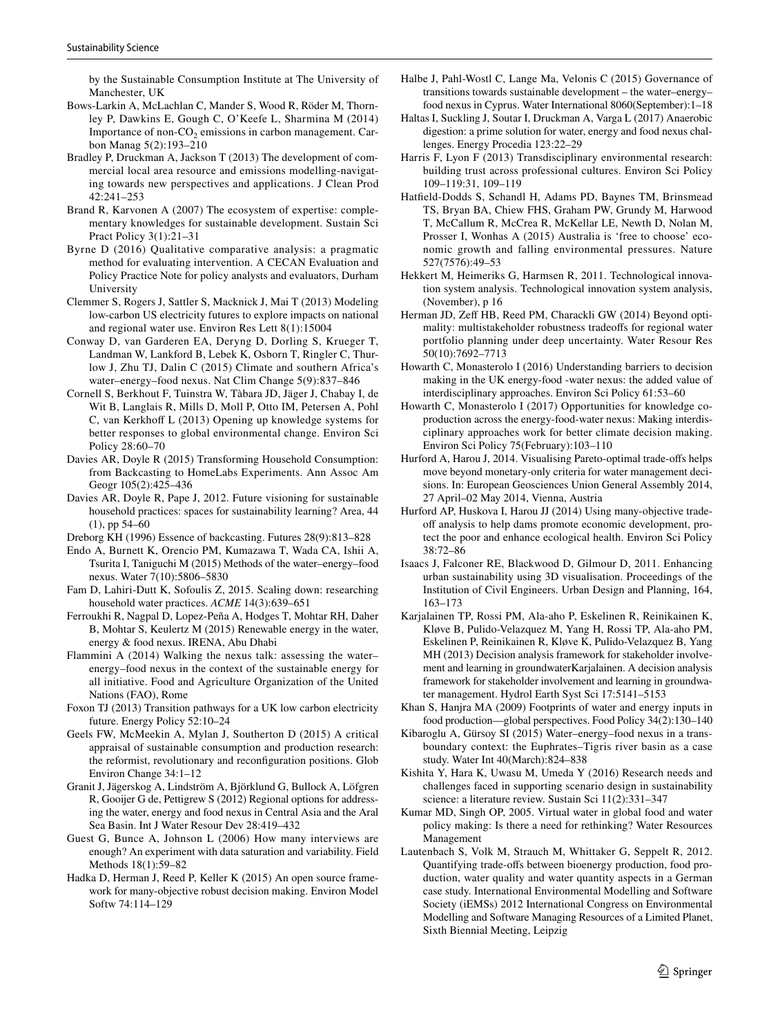by the Sustainable Consumption Institute at The University of Manchester, UK

Bows-Larkin A, McLachlan C, Mander S, Wood R, Röder M, Thornley P, Dawkins E, Gough C, O'Keefe L, Sharmina M (2014) Importance of non-$CO_2$ emissions in carbon management. Carbon Manag 5(2):193–210

Bradley P, Druckman A, Jackson T (2013) The development of commercial local area resource and emissions modelling-navigating towards new perspectives and applications. J Clean Prod 42:241–253

Brand R, Karvonen A (2007) The ecosystem of expertise: complementary knowledges for sustainable development. Sustain Sci Pract Policy 3(1):21–31

Byrne D (2016) Qualitative comparative analysis: a pragmatic method for evaluating intervention. A CECAN Evaluation and Policy Practice Note for policy analysts and evaluators, Durham University

Clemmer S, Rogers J, Sattler S, Macknick J, Mai T (2013) Modeling low-carbon US electricity futures to explore impacts on national and regional water use. Environ Res Lett 8(1):15004

Conway D, van Garderen EA, Deryng D, Dorling S, Krueger T, Landman W, Lankford B, Lebek K, Osborn T, Ringler C, Thurlow J, Zhu TJ, Dalin C (2015) Climate and southern Africa's water–energy–food nexus. Nat Clim Change 5(9):837–846

Cornell S, Berkhout F, Tuinstra W, Tàbara JD, Jäger J, Chabay I, de Wit B, Langlais R, Mills D, Moll P, Otto IM, Petersen A, Pohl C, van Kerkhoff L (2013) Opening up knowledge systems for better responses to global environmental change. Environ Sci Policy 28:60–70

Davies AR, Doyle R (2015) Transforming Household Consumption: from Backcasting to HomeLabs Experiments. Ann Assoc Am Geogr 105(2):425–436

Davies AR, Doyle R, Pape J, 2012. Future visioning for sustainable household practices: spaces for sustainability learning? Area, 44 (1), pp 54–60

Dreborg KH (1996) Essence of backcasting. Futures 28(9):813–828

Endo A, Burnett K, Orencio PM, Kumazawa T, Wada CA, Ishii A, Tsurita I, Taniguchi M (2015) Methods of the water–energy–food nexus. Water 7(10):5806–5830

Fam D, Lahiri-Dutt K, Sofoulis Z, 2015. Scaling down: researching household water practices. *ACME* 14(3):639–651

Ferroukhi R, Nagpal D, Lopez-Peña A, Hodges T, Mohtar RH, Daher B, Mohtar S, Keulertz M (2015) Renewable energy in the water, energy & food nexus. IRENA, Abu Dhabi

Flammini A (2014) Walking the nexus talk: assessing the water–energy–food nexus in the context of the sustainable energy for all initiative. Food and Agriculture Organization of the United Nations (FAO), Rome

Foxon TJ (2013) Transition pathways for a UK low carbon electricity future. Energy Policy 52:10–24

Geels FW, McMeekin A, Mylan J, Southerton D (2015) A critical appraisal of sustainable consumption and production research: the reformist, revolutionary and reconfiguration positions. Glob Environ Change 34:1–12

Granit J, Jägerskog A, Lindström A, Björklund G, Bullock A, Löfgren R, Gooijer G de, Pettigrew S (2012) Regional options for addressing the water, energy and food nexus in Central Asia and the Aral Sea Basin. Int J Water Resour Dev 28:419–432

Guest G, Bunce A, Johnson L (2006) How many interviews are enough? An experiment with data saturation and variability. Field Methods 18(1):59–82

Hadka D, Herman J, Reed P, Keller K (2015) An open source framework for many-objective robust decision making. Environ Model Softw 74:114–129

Halbe J, Pahl-Wostl C, Lange Ma, Velonis C (2015) Governance of transitions towards sustainable development – the water–energy–food nexus in Cyprus. Water International 8060(September):1–18

Haltas I, Suckling J, Soutar I, Druckman A, Varga L (2017) Anaerobic digestion: a prime solution for water, energy and food nexus challenges. Energy Procedia 123:22–29

Harris F, Lyon F (2013) Transdisciplinary environmental research: building trust across professional cultures. Environ Sci Policy 109–119:31, 109–119

Hatfield-Dodds S, Schandl H, Adams PD, Baynes TM, Brinsmead TS, Bryan BA, Chiew FHS, Graham PW, Grundy M, Harwood T, McCallum R, McCrea R, McKellar LE, Newth D, Nolan M, Prosser I, Wonhas A (2015) Australia is 'free to choose' economic growth and falling environmental pressures. Nature 527(7576):49–53

Hekkert M, Heimeriks G, Harmsen R, 2011. Technological innovation system analysis. Technological innovation system analysis, (November), p 16

Herman JD, Zeff HB, Reed PM, Characklis GW (2014) Beyond optimality: multistakeholder robustness tradeoffs for regional water portfolio planning under deep uncertainty. Water Resour Res 50(10):7692–7713

Howarth C, Monasterolo I (2016) Understanding barriers to decision making in the UK energy-food -water nexus: the added value of interdisciplinary approaches. Environ Sci Policy 61:53–60

Howarth C, Monasterolo I (2017) Opportunities for knowledge co-production across the energy-food-water nexus: Making interdisciplinary approaches work for better climate decision making. Environ Sci Policy 75(February):103–110

Hurford A, Harou J, 2014. Visualising Pareto-optimal trade-offs helps move beyond monetary-only criteria for water management decisions. In: European Geosciences Union General Assembly 2014, 27 April–02 May 2014, Vienna, Austria

Hurford AP, Huskova I, Harou JJ (2014) Using many-objective trade-off analysis to help dams promote economic development, protect the poor and enhance ecological health. Environ Sci Policy 38:72–86

Isaacs J, Falconer RE, Blackwood D, Gilmour D, 2011. Enhancing urban sustainability using 3D visualisation. Proceedings of the Institution of Civil Engineers. Urban Design and Planning, 164, 163–173

Karjalainen TP, Rossi PM, Ala-aho P, Eskelinen R, Reinikainen K, Kløve B, Pulido-Velazquez M, Yang H, Rossi TP, Ala-aho PM, Eskelinen P, Reinikainen R, Kløve K, Pulido-Velazquez B, Yang MH (2013) Decision analysis framework for stakeholder involvement and learning in groundwaterKarjalainen. A decision analysis framework for stakeholder involvement and learning in groundwater management. Hydrol Earth Syst Sci 17:5141–5153

Khan S, Hanjra MA (2009) Footprints of water and energy inputs in food production—global perspectives. Food Policy 34(2):130–140

Kibaroglu A, Gürsoy SI (2015) Water–energy–food nexus in a transboundary context: the Euphrates–Tigris river basin as a case study. Water Int 40(March):824–838

Kishita Y, Hara K, Uwasu M, Umeda Y (2016) Research needs and challenges faced in supporting scenario design in sustainability science: a literature review. Sustain Sci 11(2):331–347

Kumar MD, Singh OP, 2005. Virtual water in global food and water policy making: Is there a need for rethinking? Water Resources Management

Lautenbach S, Volk M, Strauch M, Whittaker G, Seppelt R, 2012. Quantifying trade-offs between bioenergy production, food production, water quality and water quantity aspects in a German case study. International Environmental Modelling and Software Society (iEMSs) 2012 International Congress on Environmental Modelling and Software Managing Resources of a Limited Planet, Sixth Biennial Meeting, Leipzig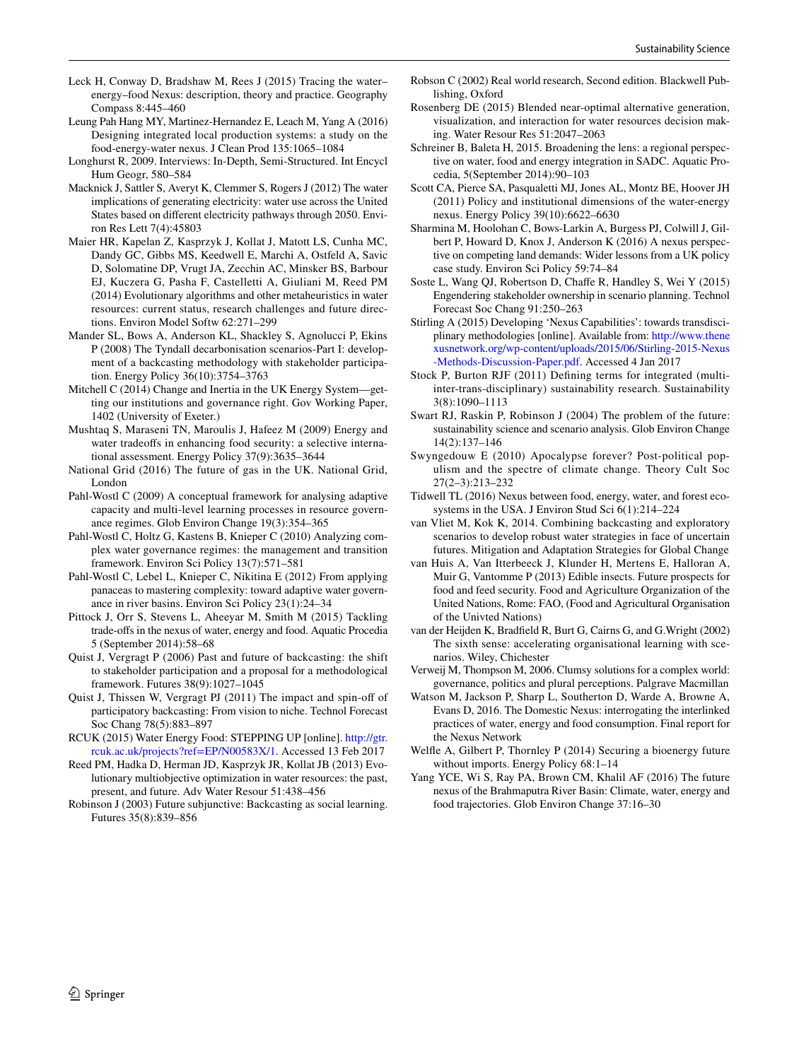Leck H, Conway D, Bradshaw M, Rees J (2015) Tracing the water–energy–food Nexus: description, theory and practice. Geography Compass 8:445–460

Leung Pah Hang MY, Martinez-Hernandez E, Leach M, Yang A (2016) Designing integrated local production systems: a study on the food-energy-water nexus. J Clean Prod 135:1065–1084

Longhurst R, 2009. Interviews: In-Depth, Semi-Structured. Int Encycl Hum Geogr, 580–584

Macknick J, Sattler S, Averyt K, Clemmer S, Rogers J (2012) The water implications of generating electricity: water use across the United States based on different electricity pathways through 2050. Environ Res Lett 7(4):45803

Maier HR, Kapelan Z, Kasprzyk J, Kollat J, Matott LS, Cunha MC, Dandy GC, Gibbs MS, Keedwell E, Marchi A, Ostfeld A, Savic D, Solomatine DP, Vrugt JA, Zecchin AC, Minsker BS, Barbour EJ, Kuczera G, Pasha F, Castelletti A, Giuliani M, Reed PM (2014) Evolutionary algorithms and other metaheuristics in water resources: current status, research challenges and future directions. Environ Model Softw 62:271–299

Mander SL, Bows A, Anderson KL, Shackley S, Agnolucci P, Ekins P (2008) The Tyndall decarbonisation scenarios-Part I: development of a backcasting methodology with stakeholder participation. Energy Policy 36(10):3754–3763

Mitchell C (2014) Change and Inertia in the UK Energy System—getting our institutions and governance right. Gov Working Paper, 1402 (University of Exeter.)

Mushtaq S, Maraseni TN, Maroulis J, Hafeez M (2009) Energy and water tradeoffs in enhancing food security: a selective international assessment. Energy Policy 37(9):3635–3644

National Grid (2016) The future of gas in the UK. National Grid, London

Pahl-Wostl C (2009) A conceptual framework for analysing adaptive capacity and multi-level learning processes in resource governance regimes. Glob Environ Change 19(3):354–365

Pahl-Wostl C, Holtz G, Kastens B, Knieper C (2010) Analyzing complex water governance regimes: the management and transition framework. Environ Sci Policy 13(7):571–581

Pahl-Wostl C, Lebel L, Knieper C, Nikitina E (2012) From applying panaceas to mastering complexity: toward adaptive water governance in river basins. Environ Sci Policy 23(1):24–34

Pittock J, Orr S, Stevens L, Aheeyar M, Smith M (2015) Tackling trade-offs in the nexus of water, energy and food. Aquatic Procedia 5 (September 2014):58–68

Quist J, Vergragt P (2006) Past and future of backcasting: the shift to stakeholder participation and a proposal for a methodological framework. Futures 38(9):1027–1045

Quist J, Thissen W, Vergragt PJ (2011) The impact and spin-off of participatory backcasting: From vision to niche. Technol Forecast Soc Chang 78(5):883–897

RCUK (2015) Water Energy Food: STEPPING UP [online]. http://gtr.rcuk.ac.uk/projects?ref=EP/N00583X/1. Accessed 13 Feb 2017

Reed PM, Hadka D, Herman JD, Kasprzyk JR, Kollat JB (2013) Evolutionary multiobjective optimization in water resources: the past, present, and future. Adv Water Resour 51:438–456

Robinson J (2003) Future subjunctive: Backcasting as social learning. Futures 35(8):839–856

Robson C (2002) Real world research, Second edition. Blackwell Publishing, Oxford

Rosenberg DE (2015) Blended near-optimal alternative generation, visualization, and interaction for water resources decision making. Water Resour Res 51:2047–2063

Schreiner B, Baleta H, 2015. Broadening the lens: a regional perspective on water, food and energy integration in SADC. Aquatic Procedia, 5(September 2014):90–103

Scott CA, Pierce SA, Pasqualetti MJ, Jones AL, Montz BE, Hoover JH (2011) Policy and institutional dimensions of the water-energy nexus. Energy Policy 39(10):6622–6630

Sharmina M, Hoolohan C, Bows-Larkin A, Burgess PJ, Colwill J, Gilbert P, Howard D, Knox J, Anderson K (2016) A nexus perspective on competing land demands: Wider lessons from a UK policy case study. Environ Sci Policy 59:74–84

Soste L, Wang QJ, Robertson D, Chaffe R, Handley S, Wei Y (2015) Engendering stakeholder ownership in scenario planning. Technol Forecast Soc Chang 91:250–263

Stirling A (2015) Developing 'Nexus Capabilities': towards transdisciplinary methodologies [online]. Available from: http://www.thenexusnetwork.org/wp-content/uploads/2015/06/Stirling-2015-Nexus-Methods-Discussion-Paper.pdf. Accessed 4 Jan 2017

Stock P, Burton RJF (2011) Defining terms for integrated (multi-inter-trans-disciplinary) sustainability research. Sustainability 3(8):1090–1113

Swart RJ, Raskin P, Robinson J (2004) The problem of the future: sustainability science and scenario analysis. Glob Environ Change 14(2):137–146

Swyngedouw E (2010) Apocalypse forever? Post-political populism and the spectre of climate change. Theory Cult Soc 27(2–3):213–232

Tidwell TL (2016) Nexus between food, energy, water, and forest ecosystems in the USA. J Environ Stud Sci 6(1):214–224

van Vliet M, Kok K, 2014. Combining backcasting and exploratory scenarios to develop robust water strategies in face of uncertain futures. Mitigation and Adaptation Strategies for Global Change

van Huis A, Van Itterbeeck J, Klunder H, Mertens E, Halloran A, Muir G, Vantomme P (2013) Edible insects. Future prospects for food and feed security. Food and Agriculture Organization of the United Nations, Rome: FAO, (Food and Agricultural Organisation of the Univted Nations)

van der Heijden K, Bradfield R, Burt G, Cairns G, and G.Wright (2002) The sixth sense: accelerating organisational learning with scenarios. Wiley, Chichester

Verweij M, Thompson M, 2006. Clumsy solutions for a complex world: governance, politics and plural perceptions. Palgrave Macmillan

Watson M, Jackson P, Sharp L, Southerton D, Warde A, Browne A, Evans D, 2016. The Domestic Nexus: interrogating the interlinked practices of water, energy and food consumption. Final report for the Nexus Network

Welfle A, Gilbert P, Thornley P (2014) Securing a bioenergy future without imports. Energy Policy 68:1–14

Yang YCE, Wi S, Ray PA, Brown CM, Khalil AF (2016) The future nexus of the Brahmaputra River Basin: Climate, water, energy and food trajectories. Glob Environ Change 37:16–30